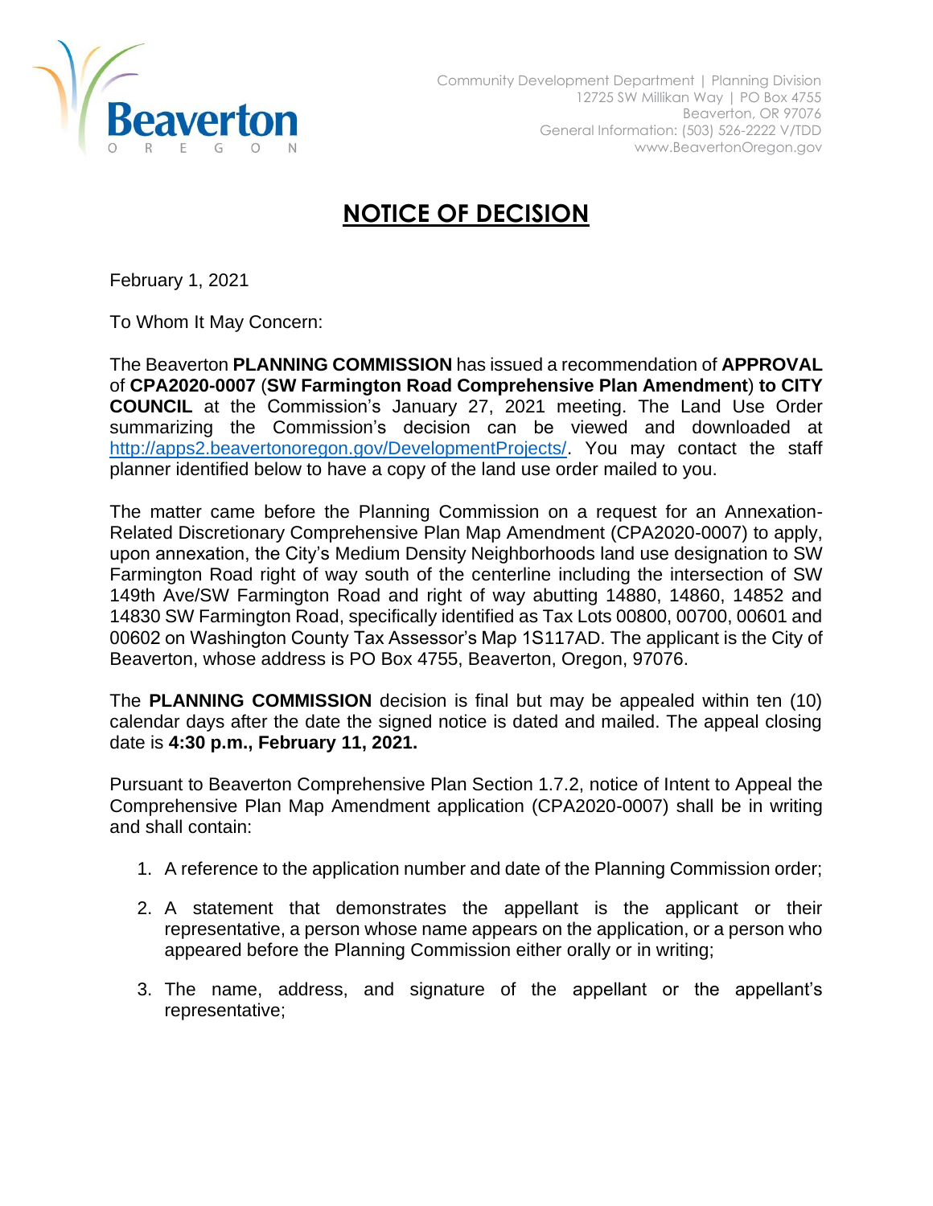Community Development Department | Planning Division
12725 SW Millikan Way | PO Box 4755
Beaverton, OR 97076
General Information: (503) 526-2222 V/TDD
www.BeavertonOregon.gov

# NOTICE OF DECISION

February 1, 2021

To Whom It May Concern:

The Beaverton **PLANNING COMMISSION** has issued a recommendation of **APPROVAL** of **CPA2020-0007** (**SW Farmington Road Comprehensive Plan Amendment**) **to CITY COUNCIL** at the Commission's January 27, 2021 meeting. The Land Use Order summarizing the Commission's decision can be viewed and downloaded at http://apps2.beavertonoregon.gov/DevelopmentProjects/. You may contact the staff planner identified below to have a copy of the land use order mailed to you.

The matter came before the Planning Commission on a request for an Annexation-Related Discretionary Comprehensive Plan Map Amendment (CPA2020-0007) to apply, upon annexation, the City's Medium Density Neighborhoods land use designation to SW Farmington Road right of way south of the centerline including the intersection of SW 149th Ave/SW Farmington Road and right of way abutting 14880, 14860, 14852 and 14830 SW Farmington Road, specifically identified as Tax Lots 00800, 00700, 00601 and 00602 on Washington County Tax Assessor's Map 1S117AD. The applicant is the City of Beaverton, whose address is PO Box 4755, Beaverton, Oregon, 97076.

The **PLANNING COMMISSION** decision is final but may be appealed within ten (10) calendar days after the date the signed notice is dated and mailed. The appeal closing date is **4:30 p.m., February 11, 2021.**

Pursuant to Beaverton Comprehensive Plan Section 1.7.2, notice of Intent to Appeal the Comprehensive Plan Map Amendment application (CPA2020-0007) shall be in writing and shall contain:

1. A reference to the application number and date of the Planning Commission order;
2. A statement that demonstrates the appellant is the applicant or their representative, a person whose name appears on the application, or a person who appeared before the Planning Commission either orally or in writing;
3. The name, address, and signature of the appellant or the appellant's representative;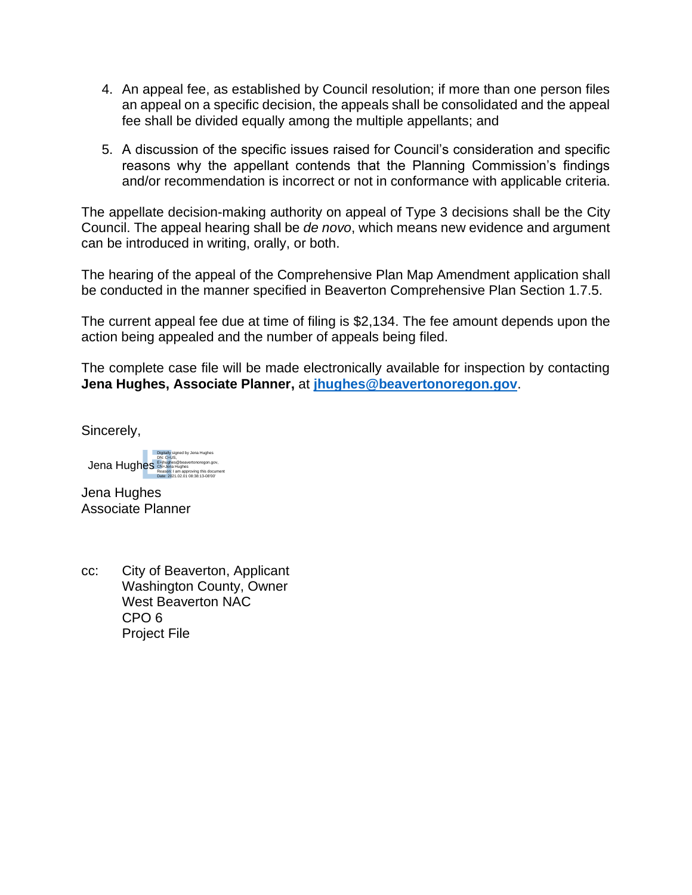4. An appeal fee, as established by Council resolution; if more than one person files an appeal on a specific decision, the appeals shall be consolidated and the appeal fee shall be divided equally among the multiple appellants; and

5. A discussion of the specific issues raised for Council's consideration and specific reasons why the appellant contends that the Planning Commission's findings and/or recommendation is incorrect or not in conformance with applicable criteria.

The appellate decision-making authority on appeal of Type 3 decisions shall be the City Council. The appeal hearing shall be *de novo*, which means new evidence and argument can be introduced in writing, orally, or both.

The hearing of the appeal of the Comprehensive Plan Map Amendment application shall be conducted in the manner specified in Beaverton Comprehensive Plan Section 1.7.5.

The current appeal fee due at time of filing is $2,134. The fee amount depends upon the action being appealed and the number of appeals being filed.

The complete case file will be made electronically available for inspection by contacting **Jena Hughes, Associate Planner,** at **jhughes@beavertonoregon.gov**.

Sincerely,

Jena Hughes

Digitally signed by Jena Hughes
DN: C=US, E=jhughes@beavertonoregon.gov, CN=Jena Hughes
Reason: I am approving this document
Date: 2021.02.01 08:38:13-08'00'

Jena Hughes
Associate Planner

cc: City of Beaverton, Applicant
Washington County, Owner
West Beaverton NAC
CPO 6
Project File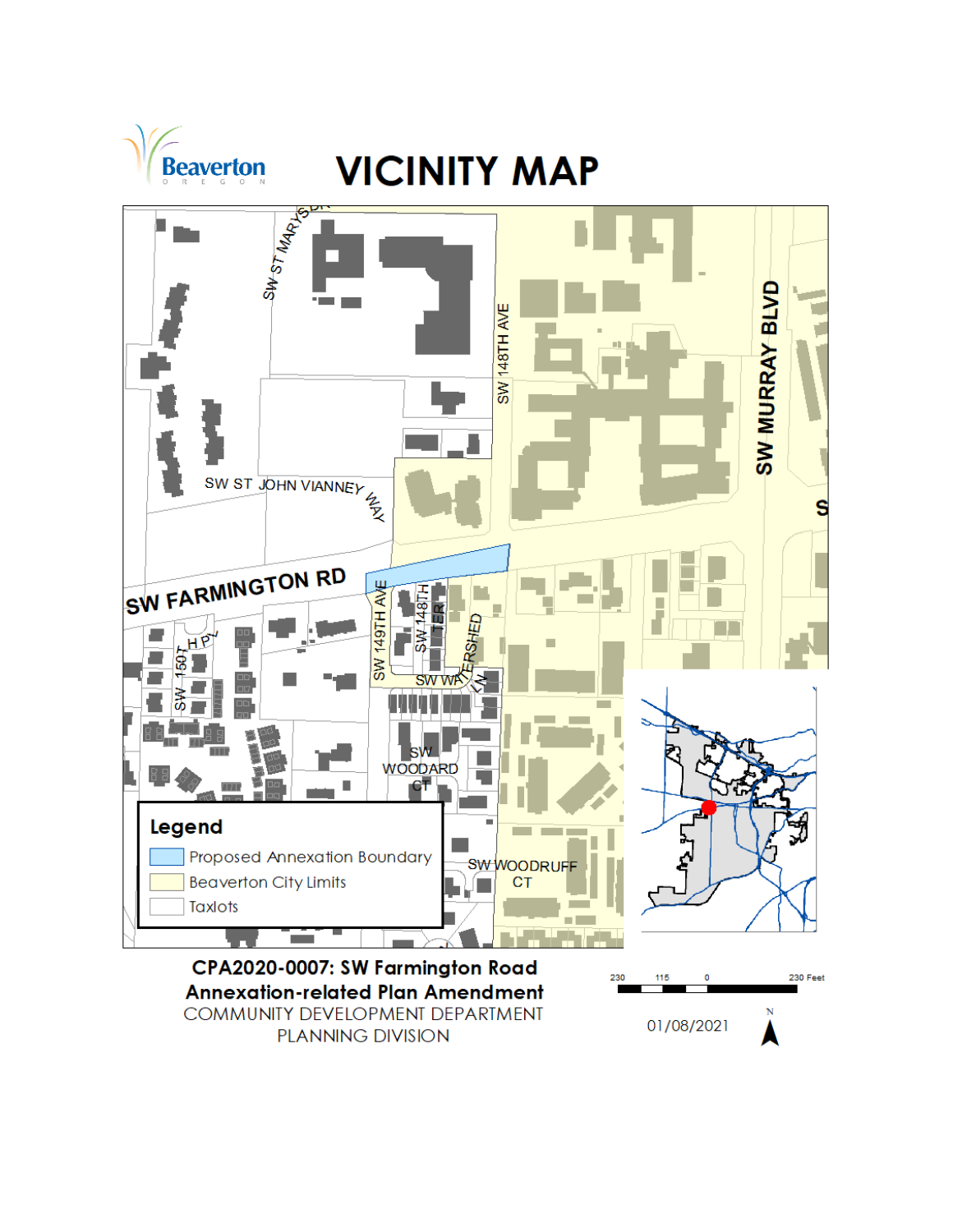Beaverton
OREGON

# VICINITY MAP

SW ST MARYS DR
SW 148TH AVE
SW MURRAY BLVD
SW ST JOHN VIANNEY WAY
SW FARMINGTON RD
SW 149TH AVE
SW 148TH TER
SW WATERSHED LN
SW 150TH PL
SW WOODARD CT
SW WOODRUFF CT

**Legend**

Proposed Annexation Boundary
Beaverton City Limits
Taxlots

**CPA2020-0007: SW Farmington Road Annexation-related Plan Amendment**

COMMUNITY DEVELOPMENT DEPARTMENT
PLANNING DIVISION

230 115 0 230 Feet

01/08/2021

N